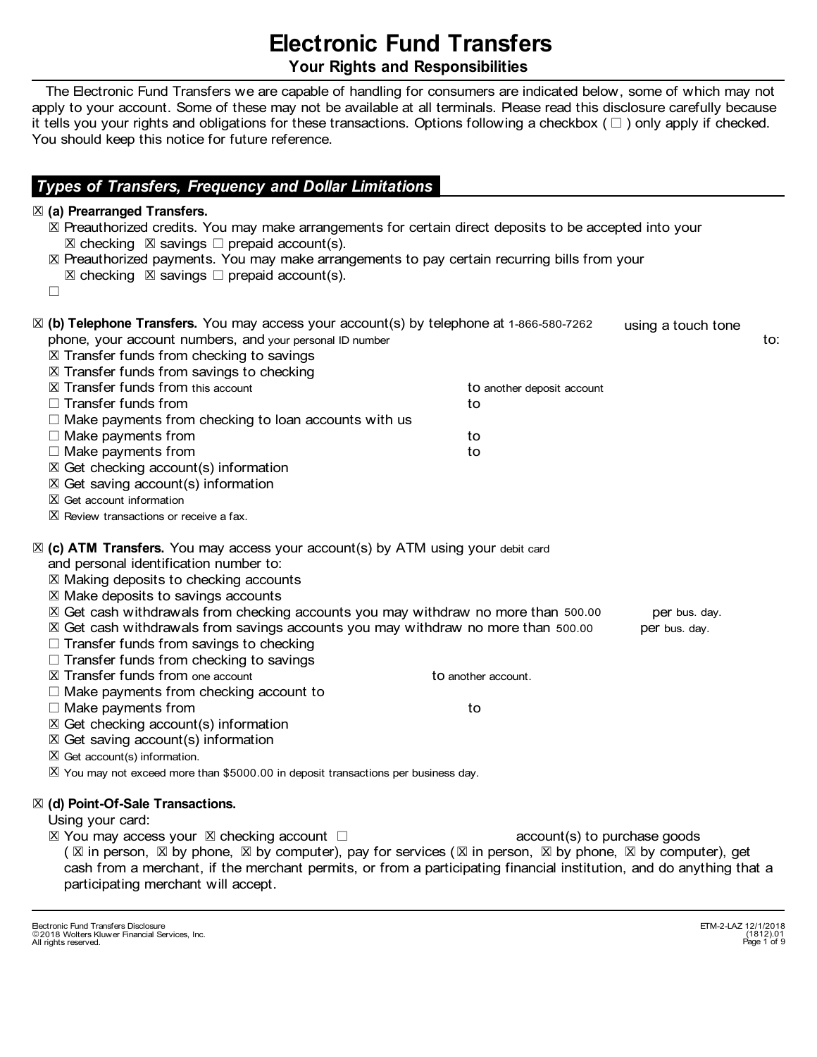# Electronic Fund Transfers

## Your Rights and Responsibilities

The Electronic Fund Transfers we are capable of handling for consumers are indicated below, some of which may not apply to your account. Some of these may not be available at all terminals. Please read this disclosure carefully because it tells you your rights and obligations for these transactions. Options following a checkbox ( ☐ ) only apply if checked. You should keep this notice for future reference.

## *Types of Transfers, Frequency and Dollar Limitations*

☒ **(a) Prearranged Transfers.**

- ☒ Preauthorized credits. You may make arrangements for certain direct deposits to be accepted into your ☒ checking ☒ savings ☐ prepaid account(s).
- ☒ Preauthorized payments. You may make arrangements to pay certain recurring bills from your ☒ checking ☒ savings ☐ prepaid account(s).
- ☐

☒ **(b) Telephone Transfers.** You may access your account(s) by telephone at 1-866-580-7262 using a touch tone phone, your account numbers, and your personal ID number to:

- ☒ Transfer funds from checking to savings
- ☒ Transfer funds from savings to checking
- ☒ Transfer funds from this account to another deposit account
- ☐ Transfer funds from to
- ☐ Make payments from checking to loan accounts with us
- ☐ Make payments from to
- ☐ Make payments from to
- ☒ Get checking account(s) information
- ☒ Get saving account(s) information
- ☒ Get account information
- ☒ Review transactions or receive a fax.

☒ **(c) ATM Transfers.** You may access your account(s) by ATM using your debit card and personal identification number to:

- ☒ Making deposits to checking accounts
- ☒ Make deposits to savings accounts
- ☒ Get cash withdrawals from checking accounts you may withdraw no more than 500.00 per bus. day.
- ☒ Get cash withdrawals from savings accounts you may withdraw no more than 500.00 per bus. day.
- ☐ Transfer funds from savings to checking
- ☐ Transfer funds from checking to savings
- ☒ Transfer funds from one account to another account.
- ☐ Make payments from checking account to
- ☐ Make payments from to
- ☒ Get checking account(s) information
- ☒ Get saving account(s) information
- ☒ Get account(s) information.
- ☒ You may not exceed more than $5000.00 in deposit transactions per business day.

☒ **(d) Point-Of-Sale Transactions.**

Using your card:

- ☒ You may access your ☒ checking account ☐ account(s) to purchase goods ( ☒ in person, ☒ by phone, ☒ by computer), pay for services ( ☒ in person, ☒ by phone, ☒ by computer), get cash from a merchant, if the merchant permits, or from a participating financial institution, and do anything that a participating merchant will accept.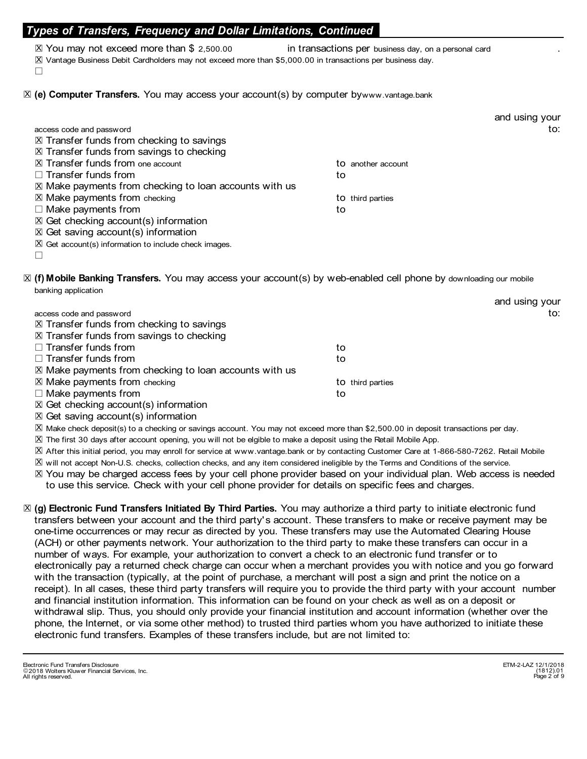## Types of Transfers, Frequency and Dollar Limitations, Continued

- ☒ You may not exceed more than $ 2,500.00 in transactions per business day, on a personal card .
- ☒ Vantage Business Debit Cardholders may not exceed more than $5,000.00 in transactions per business day.
- ☐

☒ **(e) Computer Transfers.** You may access your account(s) by computer by www.vantage.bank and using your access code and password to:

- ☒ Transfer funds from checking to savings
- ☒ Transfer funds from savings to checking
- ☒ Transfer funds from one account to another account
- ☐ Transfer funds from to
- ☒ Make payments from checking to loan accounts with us
- ☒ Make payments from checking to third parties
- ☐ Make payments from to
- ☒ Get checking account(s) information
- ☒ Get saving account(s) information
- ☒ Get account(s) information to include check images.
- ☐

☒ **(f) Mobile Banking Transfers.** You may access your account(s) by web-enabled cell phone by downloading our mobile banking application and using your access code and password to:

- ☒ Transfer funds from checking to savings
- ☒ Transfer funds from savings to checking
- ☐ Transfer funds from to
- ☐ Transfer funds from to
- ☒ Make payments from checking to loan accounts with us
- ☒ Make payments from checking to third parties
- ☐ Make payments from to
- ☒ Get checking account(s) information
- ☒ Get saving account(s) information
- ☒ Make check deposit(s) to a checking or savings account. You may not exceed more than $2,500.00 in deposit transactions per day.
- ☒ The first 30 days after account opening, you will not be elgible to make a deposit using the Retail Mobile App.
- ☒ After this initial period, you may enroll for service at www.vantage.bank or by contacting Customer Care at 1-866-580-7262. Retail Mobile
- ☒ will not accept Non-U.S. checks, collection checks, and any item considered ineligible by the Terms and Conditions of the service.
- ☒ You may be charged access fees by your cell phone provider based on your individual plan. Web access is needed to use this service. Check with your cell phone provider for details on specific fees and charges.

☒ **(g) Electronic Fund Transfers Initiated By Third Parties.** You may authorize a third party to initiate electronic fund transfers between your account and the third party's account. These transfers to make or receive payment may be one-time occurrences or may recur as directed by you. These transfers may use the Automated Clearing House (ACH) or other payments network. Your authorization to the third party to make these transfers can occur in a number of ways. For example, your authorization to convert a check to an electronic fund transfer or to electronically pay a returned check charge can occur when a merchant provides you with notice and you go forward with the transaction (typically, at the point of purchase, a merchant will post a sign and print the notice on a receipt). In all cases, these third party transfers will require you to provide the third party with your account number and financial institution information. This information can be found on your check as well as on a deposit or withdrawal slip. Thus, you should only provide your financial institution and account information (whether over the phone, the Internet, or via some other method) to trusted third parties whom you have authorized to initiate these electronic fund transfers. Examples of these transfers include, but are not limited to: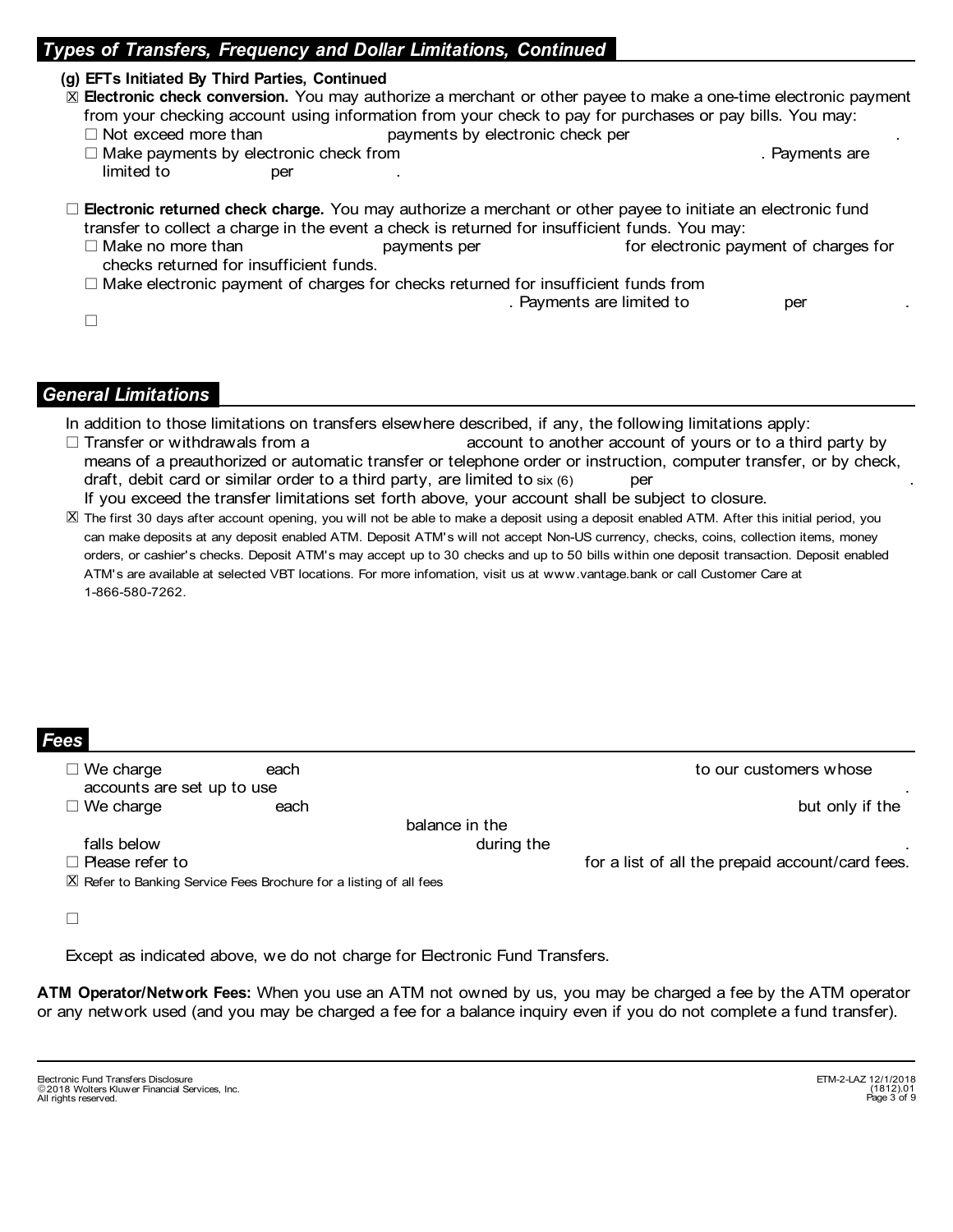## Types of Transfers, Frequency and Dollar Limitations, Continued

**(g) EFTs Initiated By Third Parties, Continued**

☒ **Electronic check conversion.** You may authorize a merchant or other payee to make a one-time electronic payment from your checking account using information from your check to pay for purchases or pay bills. You may:

- ☐ Not exceed more than payments by electronic check per .
- ☐ Make payments by electronic check from . Payments are limited to per .

☐ **Electronic returned check charge.** You may authorize a merchant or other payee to initiate an electronic fund transfer to collect a charge in the event a check is returned for insufficient funds. You may:

- ☐ Make no more than payments per for electronic payment of charges for checks returned for insufficient funds.
- ☐ Make electronic payment of charges for checks returned for insufficient funds from . Payments are limited to per .
- ☐

## General Limitations

In addition to those limitations on transfers elsewhere described, if any, the following limitations apply:

☐ Transfer or withdrawals from a account to another account of yours or to a third party by means of a preauthorized or automatic transfer or telephone order or instruction, computer transfer, or by check, draft, debit card or similar order to a third party, are limited to six (6) per .
If you exceed the transfer limitations set forth above, your account shall be subject to closure.

☒ The first 30 days after account opening, you will not be able to make a deposit using a deposit enabled ATM. After this initial period, you can make deposits at any deposit enabled ATM. Deposit ATM's will not accept Non-US currency, checks, coins, collection items, money orders, or cashier's checks. Deposit ATM's may accept up to 30 checks and up to 50 bills within one deposit transaction. Deposit enabled ATM's are available at selected VBT locations. For more infomation, visit us at www.vantage.bank or call Customer Care at 1-866-580-7262.

## Fees

☐ We charge each to our customers whose accounts are set up to use .

☐ We charge each but only if the balance in the falls below during the .

☐ Please refer to for a list of all the prepaid account/card fees.

☒ Refer to Banking Service Fees Brochure for a listing of all fees

☐

Except as indicated above, we do not charge for Electronic Fund Transfers.

**ATM Operator/Network Fees:** When you use an ATM not owned by us, you may be charged a fee by the ATM operator or any network used (and you may be charged a fee for a balance inquiry even if you do not complete a fund transfer).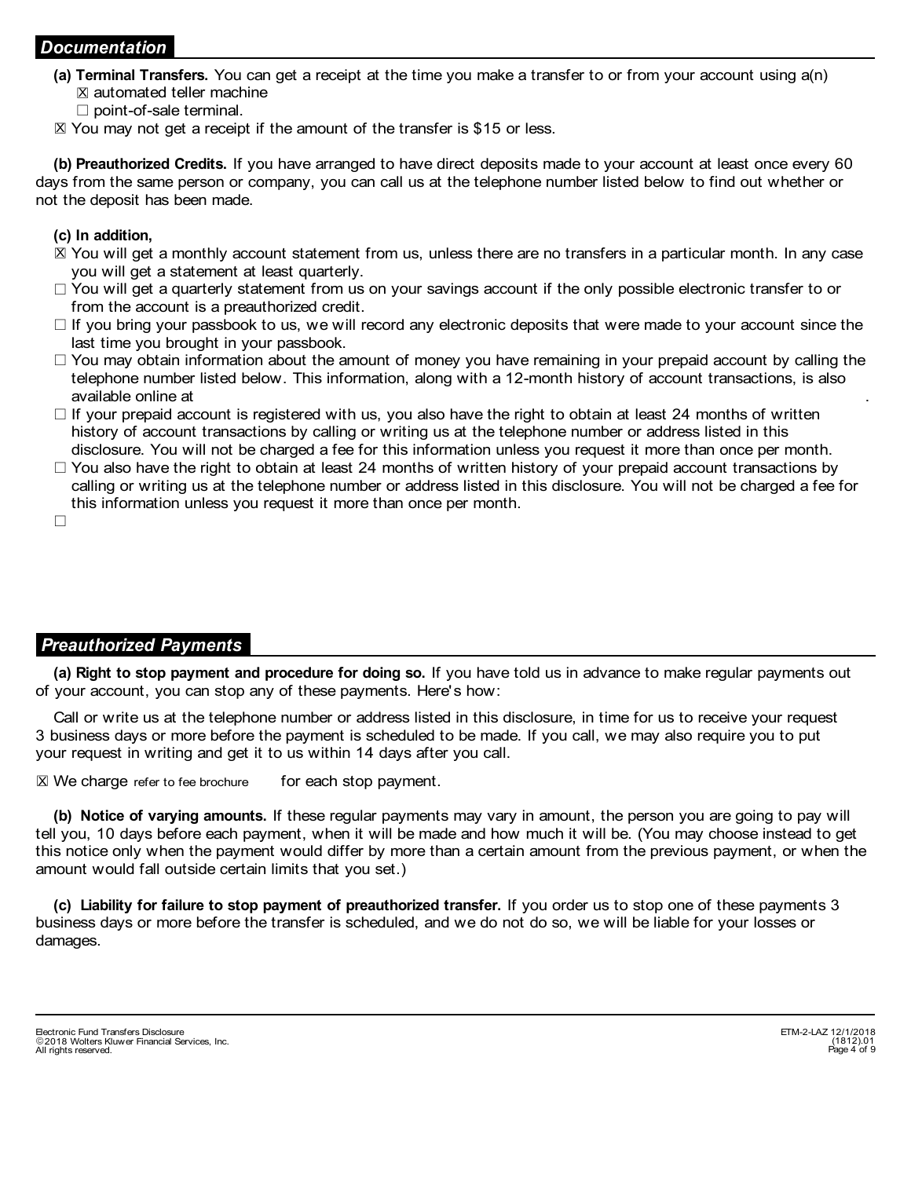## *Documentation*

**(a) Terminal Transfers.** You can get a receipt at the time you make a transfer to or from your account using a(n)

☒ automated teller machine

☐ point-of-sale terminal.

☒ You may not get a receipt if the amount of the transfer is $15 or less.

**(b) Preauthorized Credits.** If you have arranged to have direct deposits made to your account at least once every 60 days from the same person or company, you can call us at the telephone number listed below to find out whether or not the deposit has been made.

**(c) In addition,**

☒ You will get a monthly account statement from us, unless there are no transfers in a particular month. In any case you will get a statement at least quarterly.

☐ You will get a quarterly statement from us on your savings account if the only possible electronic transfer to or from the account is a preauthorized credit.

☐ If you bring your passbook to us, we will record any electronic deposits that were made to your account since the last time you brought in your passbook.

☐ You may obtain information about the amount of money you have remaining in your prepaid account by calling the telephone number listed below. This information, along with a 12-month history of account transactions, is also available online at .

☐ If your prepaid account is registered with us, you also have the right to obtain at least 24 months of written history of account transactions by calling or writing us at the telephone number or address listed in this disclosure. You will not be charged a fee for this information unless you request it more than once per month.

☐ You also have the right to obtain at least 24 months of written history of your prepaid account transactions by calling or writing us at the telephone number or address listed in this disclosure. You will not be charged a fee for this information unless you request it more than once per month.

☐

## *Preauthorized Payments*

**(a) Right to stop payment and procedure for doing so.** If you have told us in advance to make regular payments out of your account, you can stop any of these payments. Here's how:

Call or write us at the telephone number or address listed in this disclosure, in time for us to receive your request 3 business days or more before the payment is scheduled to be made. If you call, we may also require you to put your request in writing and get it to us within 14 days after you call.

☒ We charge refer to fee brochure for each stop payment.

**(b) Notice of varying amounts.** If these regular payments may vary in amount, the person you are going to pay will tell you, 10 days before each payment, when it will be made and how much it will be. (You may choose instead to get this notice only when the payment would differ by more than a certain amount from the previous payment, or when the amount would fall outside certain limits that you set.)

**(c) Liability for failure to stop payment of preauthorized transfer.** If you order us to stop one of these payments 3 business days or more before the transfer is scheduled, and we do not do so, we will be liable for your losses or damages.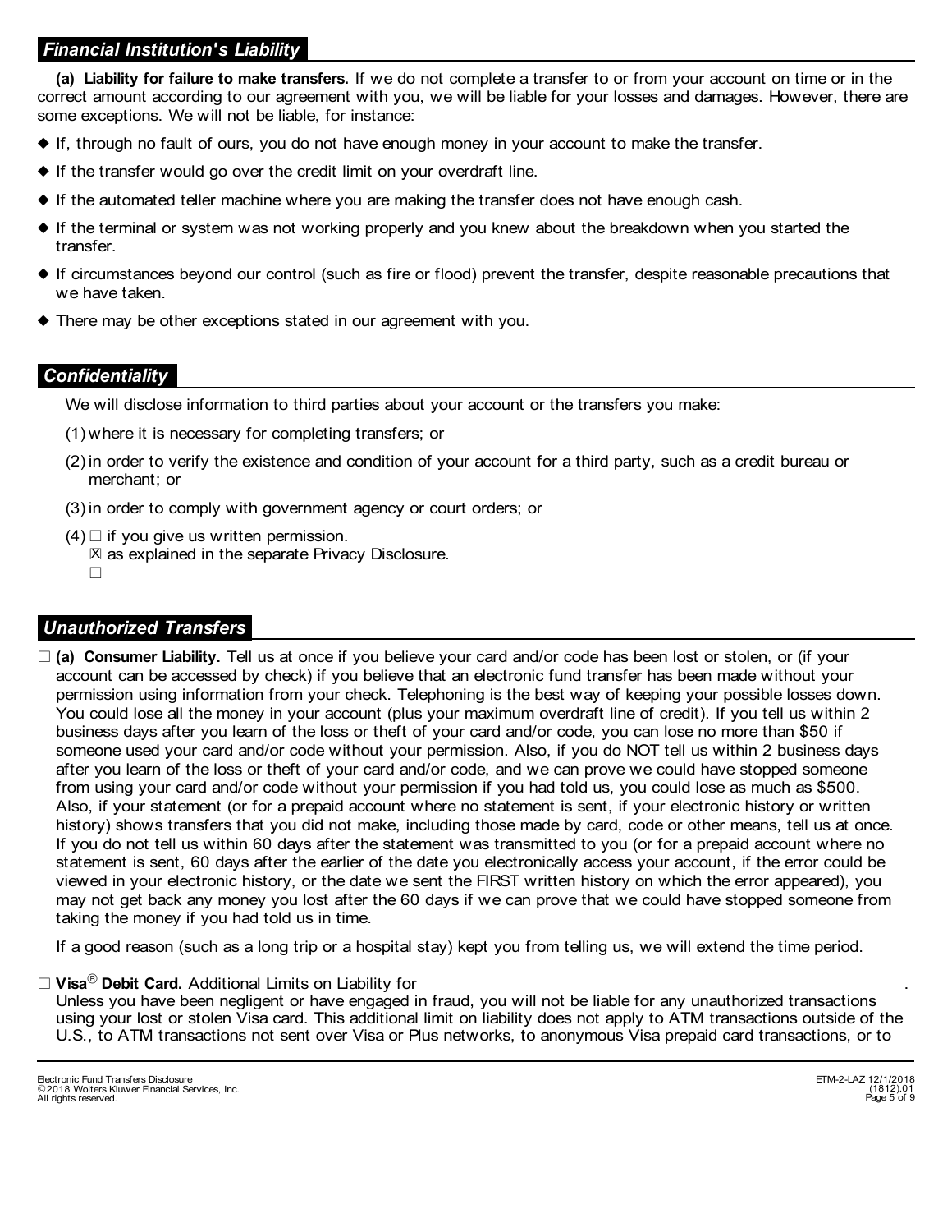## *Financial Institution's Liability*

**(a) Liability for failure to make transfers.** If we do not complete a transfer to or from your account on time or in the correct amount according to our agreement with you, we will be liable for your losses and damages. However, there are some exceptions. We will not be liable, for instance:

- If, through no fault of ours, you do not have enough money in your account to make the transfer.
- If the transfer would go over the credit limit on your overdraft line.
- If the automated teller machine where you are making the transfer does not have enough cash.
- If the terminal or system was not working properly and you knew about the breakdown when you started the transfer.
- If circumstances beyond our control (such as fire or flood) prevent the transfer, despite reasonable precautions that we have taken.
- There may be other exceptions stated in our agreement with you.

## *Confidentiality*

We will disclose information to third parties about your account or the transfers you make:

(1) where it is necessary for completing transfers; or

(2) in order to verify the existence and condition of your account for a third party, such as a credit bureau or merchant; or

(3) in order to comply with government agency or court orders; or

(4) ☐ if you give us written permission.
☒ as explained in the separate Privacy Disclosure.
☐

## *Unauthorized Transfers*

☐ **(a) Consumer Liability.** Tell us at once if you believe your card and/or code has been lost or stolen, or (if your account can be accessed by check) if you believe that an electronic fund transfer has been made without your permission using information from your check. Telephoning is the best way of keeping your possible losses down. You could lose all the money in your account (plus your maximum overdraft line of credit). If you tell us within 2 business days after you learn of the loss or theft of your card and/or code, you can lose no more than $50 if someone used your card and/or code without your permission. Also, if you do NOT tell us within 2 business days after you learn of the loss or theft of your card and/or code, and we can prove we could have stopped someone from using your card and/or code without your permission if you had told us, you could lose as much as $500. Also, if your statement (or for a prepaid account where no statement is sent, if your electronic history or written history) shows transfers that you did not make, including those made by card, code or other means, tell us at once. If you do not tell us within 60 days after the statement was transmitted to you (or for a prepaid account where no statement is sent, 60 days after the earlier of the date you electronically access your account, if the error could be viewed in your electronic history, or the date we sent the FIRST written history on which the error appeared), you may not get back any money you lost after the 60 days if we can prove that we could have stopped someone from taking the money if you had told us in time.

If a good reason (such as a long trip or a hospital stay) kept you from telling us, we will extend the time period.

☐ **Visa® Debit Card.** Additional Limits on Liability for .
Unless you have been negligent or have engaged in fraud, you will not be liable for any unauthorized transactions using your lost or stolen Visa card. This additional limit on liability does not apply to ATM transactions outside of the U.S., to ATM transactions not sent over Visa or Plus networks, to anonymous Visa prepaid card transactions, or to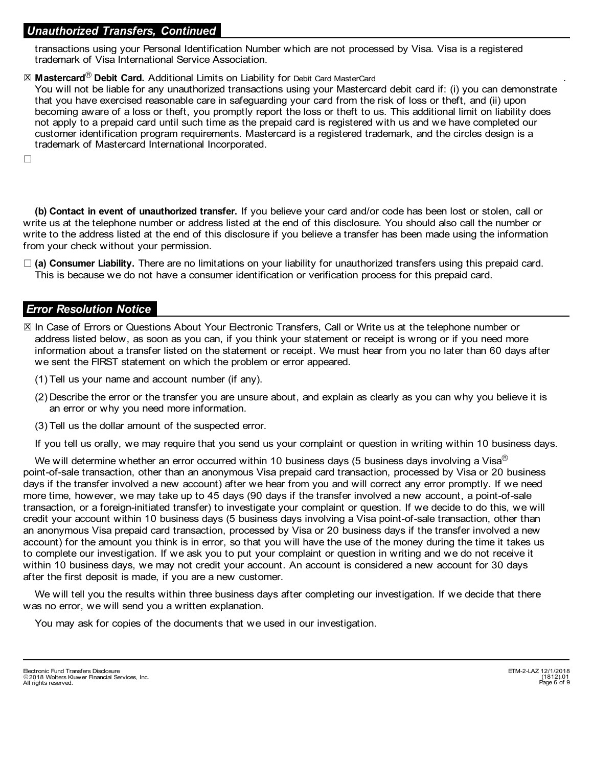## *Unauthorized Transfers, Continued*

transactions using your Personal Identification Number which are not processed by Visa. Visa is a registered trademark of Visa International Service Association.

☒ **Mastercard® Debit Card.** Additional Limits on Liability for Debit Card MasterCard .
You will not be liable for any unauthorized transactions using your Mastercard debit card if: (i) you can demonstrate that you have exercised reasonable care in safeguarding your card from the risk of loss or theft, and (ii) upon becoming aware of a loss or theft, you promptly report the loss or theft to us. This additional limit on liability does not apply to a prepaid card until such time as the prepaid card is registered with us and we have completed our customer identification program requirements. Mastercard is a registered trademark, and the circles design is a trademark of Mastercard International Incorporated.

☐

**(b) Contact in event of unauthorized transfer.** If you believe your card and/or code has been lost or stolen, call or write us at the telephone number or address listed at the end of this disclosure. You should also call the number or write to the address listed at the end of this disclosure if you believe a transfer has been made using the information from your check without your permission.

☐ **(a) Consumer Liability.** There are no limitations on your liability for unauthorized transfers using this prepaid card. This is because we do not have a consumer identification or verification process for this prepaid card.

## *Error Resolution Notice*

☒ In Case of Errors or Questions About Your Electronic Transfers, Call or Write us at the telephone number or address listed below, as soon as you can, if you think your statement or receipt is wrong or if you need more information about a transfer listed on the statement or receipt. We must hear from you no later than 60 days after we sent the FIRST statement on which the problem or error appeared.

(1) Tell us your name and account number (if any).

(2) Describe the error or the transfer you are unsure about, and explain as clearly as you can why you believe it is an error or why you need more information.

(3) Tell us the dollar amount of the suspected error.

If you tell us orally, we may require that you send us your complaint or question in writing within 10 business days.

We will determine whether an error occurred within 10 business days (5 business days involving a Visa® point-of-sale transaction, other than an anonymous Visa prepaid card transaction, processed by Visa or 20 business days if the transfer involved a new account) after we hear from you and will correct any error promptly. If we need more time, however, we may take up to 45 days (90 days if the transfer involved a new account, a point-of-sale transaction, or a foreign-initiated transfer) to investigate your complaint or question. If we decide to do this, we will credit your account within 10 business days (5 business days involving a Visa point-of-sale transaction, other than an anonymous Visa prepaid card transaction, processed by Visa or 20 business days if the transfer involved a new account) for the amount you think is in error, so that you will have the use of the money during the time it takes us to complete our investigation. If we ask you to put your complaint or question in writing and we do not receive it within 10 business days, we may not credit your account. An account is considered a new account for 30 days after the first deposit is made, if you are a new customer.

We will tell you the results within three business days after completing our investigation. If we decide that there was no error, we will send you a written explanation.

You may ask for copies of the documents that we used in our investigation.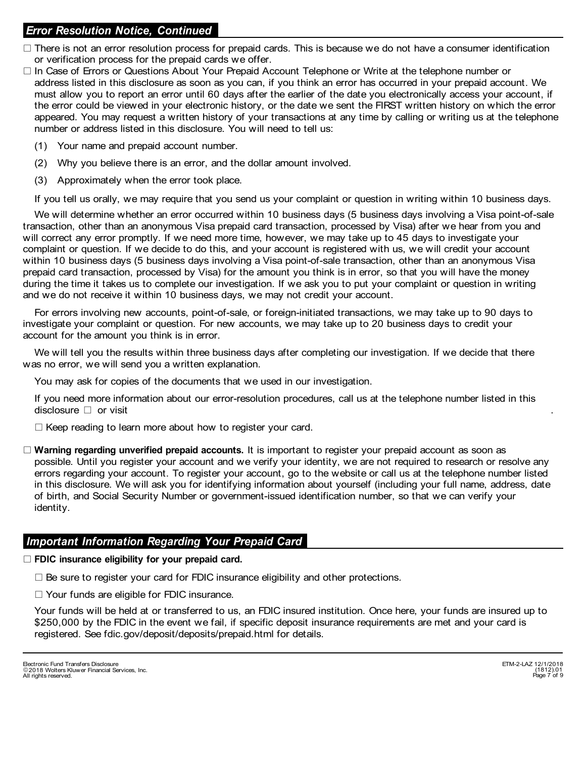## *Error Resolution Notice, Continued*

☐ There is not an error resolution process for prepaid cards. This is because we do not have a consumer identification or verification process for the prepaid cards we offer.

☐ In Case of Errors or Questions About Your Prepaid Account Telephone or Write at the telephone number or address listed in this disclosure as soon as you can, if you think an error has occurred in your prepaid account. We must allow you to report an error until 60 days after the earlier of the date you electronically access your account, if the error could be viewed in your electronic history, or the date we sent the FIRST written history on which the error appeared. You may request a written history of your transactions at any time by calling or writing us at the telephone number or address listed in this disclosure. You will need to tell us:

(1) Your name and prepaid account number.

(2) Why you believe there is an error, and the dollar amount involved.

(3) Approximately when the error took place.

If you tell us orally, we may require that you send us your complaint or question in writing within 10 business days.

We will determine whether an error occurred within 10 business days (5 business days involving a Visa point-of-sale transaction, other than an anonymous Visa prepaid card transaction, processed by Visa) after we hear from you and will correct any error promptly. If we need more time, however, we may take up to 45 days to investigate your complaint or question. If we decide to do this, and your account is registered with us, we will credit your account within 10 business days (5 business days involving a Visa point-of-sale transaction, other than an anonymous Visa prepaid card transaction, processed by Visa) for the amount you think is in error, so that you will have the money during the time it takes us to complete our investigation. If we ask you to put your complaint or question in writing and we do not receive it within 10 business days, we may not credit your account.

For errors involving new accounts, point-of-sale, or foreign-initiated transactions, we may take up to 90 days to investigate your complaint or question. For new accounts, we may take up to 20 business days to credit your account for the amount you think is in error.

We will tell you the results within three business days after completing our investigation. If we decide that there was no error, we will send you a written explanation.

You may ask for copies of the documents that we used in our investigation.

If you need more information about our error-resolution procedures, call us at the telephone number listed in this disclosure ☐ or visit .

☐ Keep reading to learn more about how to register your card.

☐ **Warning regarding unverified prepaid accounts.** It is important to register your prepaid account as soon as possible. Until you register your account and we verify your identity, we are not required to research or resolve any errors regarding your account. To register your account, go to the website or call us at the telephone number listed in this disclosure. We will ask you for identifying information about yourself (including your full name, address, date of birth, and Social Security Number or government-issued identification number, so that we can verify your identity.

## *Important Information Regarding Your Prepaid Card*

☐ **FDIC insurance eligibility for your prepaid card.**

☐ Be sure to register your card for FDIC insurance eligibility and other protections.

☐ Your funds are eligible for FDIC insurance.

Your funds will be held at or transferred to us, an FDIC insured institution. Once here, your funds are insured up to $250,000 by the FDIC in the event we fail, if specific deposit insurance requirements are met and your card is registered. See fdic.gov/deposit/deposits/prepaid.html for details.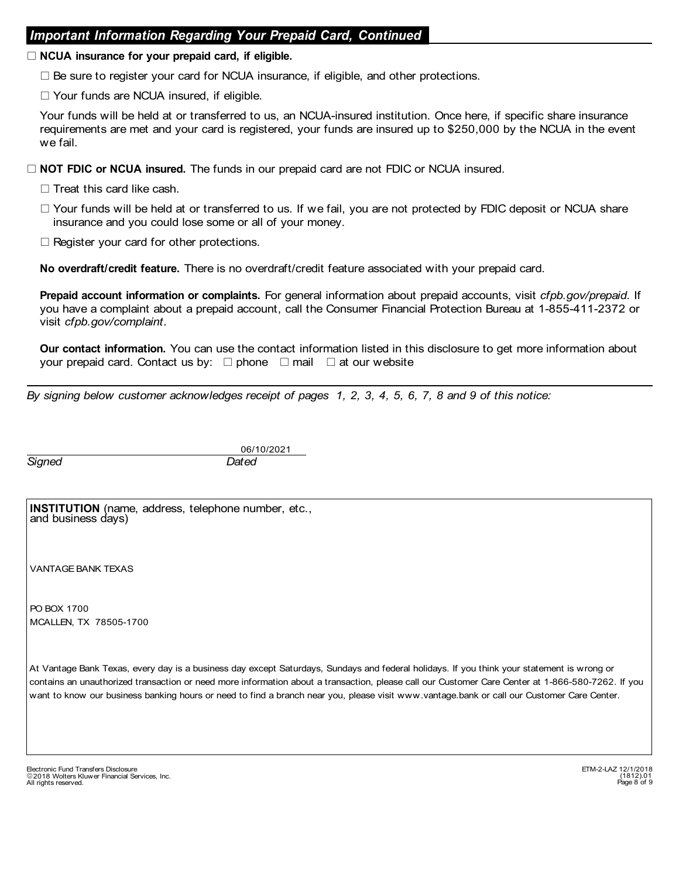## *Important Information Regarding Your Prepaid Card, Continued*

☐ **NCUA insurance for your prepaid card, if eligible.**

☐ Be sure to register your card for NCUA insurance, if eligible, and other protections.

☐ Your funds are NCUA insured, if eligible.

Your funds will be held at or transferred to us, an NCUA-insured institution. Once here, if specific share insurance requirements are met and your card is registered, your funds are insured up to $250,000 by the NCUA in the event we fail.

☐ **NOT FDIC or NCUA insured.** The funds in our prepaid card are not FDIC or NCUA insured.

☐ Treat this card like cash.

☐ Your funds will be held at or transferred to us. If we fail, you are not protected by FDIC deposit or NCUA share insurance and you could lose some or all of your money.

☐ Register your card for other protections.

**No overdraft/credit feature.** There is no overdraft/credit feature associated with your prepaid card.

**Prepaid account information or complaints.** For general information about prepaid accounts, visit *cfpb.gov/prepaid*. If you have a complaint about a prepaid account, call the Consumer Financial Protection Bureau at 1-855-411-2372 or visit *cfpb.gov/complaint*.

**Our contact information.** You can use the contact information listed in this disclosure to get more information about your prepaid card. Contact us by: ☐ phone ☐ mail ☐ at our website

---

*By signing below customer acknowledges receipt of pages 1, 2, 3, 4, 5, 6, 7, 8 and 9 of this notice:*

_______________________ 06/10/2021

*Signed* *Dated*

**INSTITUTION** (name, address, telephone number, etc., and business days)

VANTAGE BANK TEXAS

PO BOX 1700
MCALLEN, TX 78505-1700

At Vantage Bank Texas, every day is a business day except Saturdays, Sundays and federal holidays. If you think your statement is wrong or contains an unauthorized transaction or need more information about a transaction, please call our Customer Care Center at 1-866-580-7262. If you want to know our business banking hours or need to find a branch near you, please visit www.vantage.bank or call our Customer Care Center.

Electronic Fund Transfers Disclosure
© 2018 Wolters Kluwer Financial Services, Inc.
All rights reserved.

ETM-2-LAZ 12/1/2018
(1812).01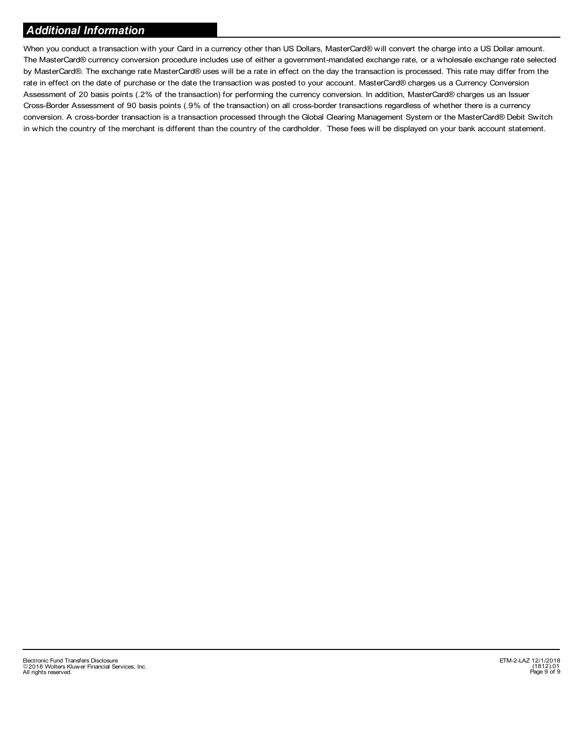## Additional Information

When you conduct a transaction with your Card in a currency other than US Dollars, MasterCard® will convert the charge into a US Dollar amount. The MasterCard® currency conversion procedure includes use of either a government-mandated exchange rate, or a wholesale exchange rate selected by MasterCard®. The exchange rate MasterCard® uses will be a rate in effect on the day the transaction is processed. This rate may differ from the rate in effect on the date of purchase or the date the transaction was posted to your account. MasterCard® charges us a Currency Conversion Assessment of 20 basis points (.2% of the transaction) for performing the currency conversion. In addition, MasterCard® charges us an Issuer Cross-Border Assessment of 90 basis points (.9% of the transaction) on all cross-border transactions regardless of whether there is a currency conversion. A cross-border transaction is a transaction processed through the Global Clearing Management System or the MasterCard® Debit Switch in which the country of the merchant is different than the country of the cardholder. These fees will be displayed on your bank account statement.